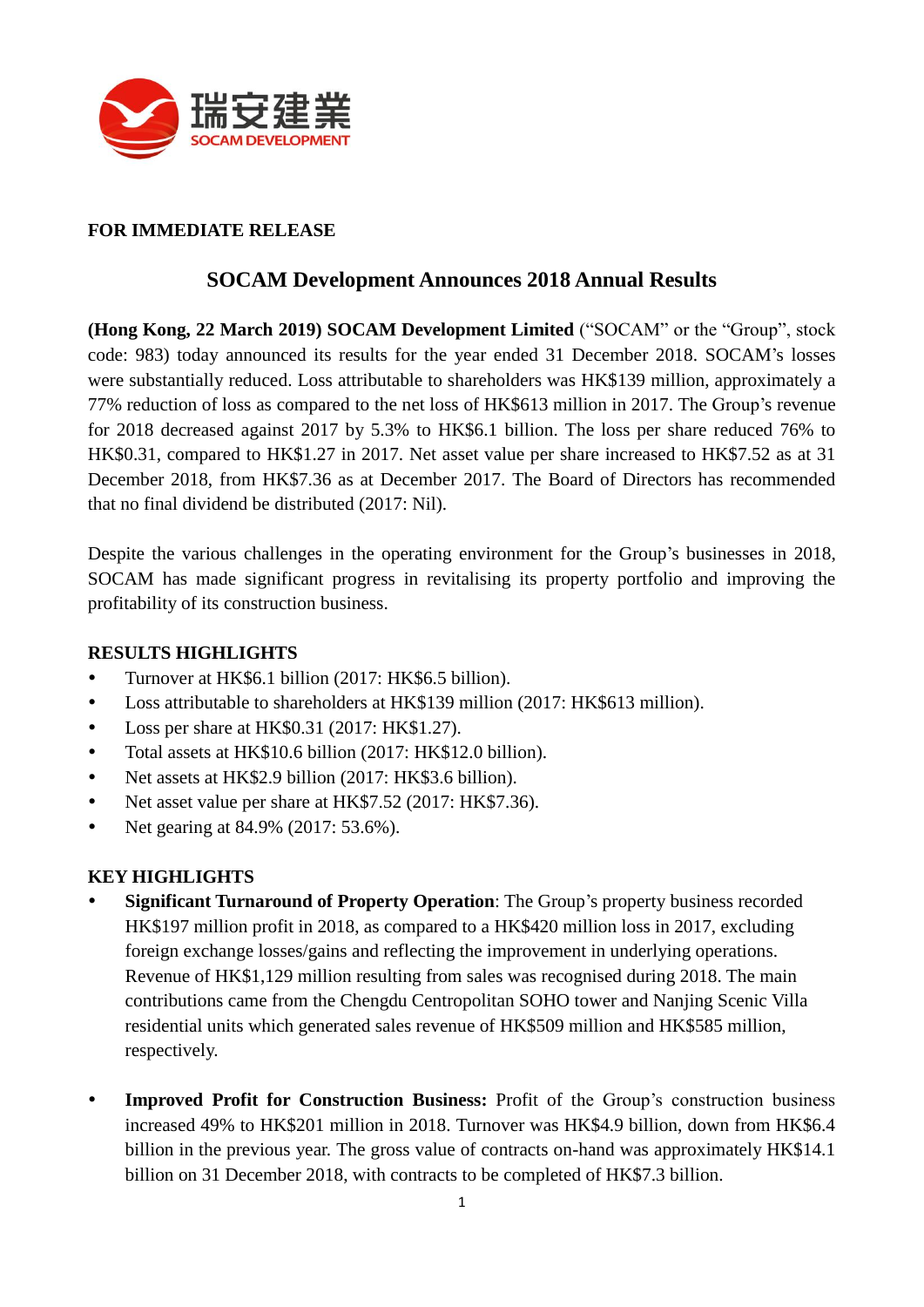瑞安建業
SOCAM DEVELOPMENT

**FOR IMMEDIATE RELEASE**

## SOCAM Development Announces 2018 Annual Results

**(Hong Kong, 22 March 2019) SOCAM Development Limited** ("SOCAM" or the "Group", stock code: 983) today announced its results for the year ended 31 December 2018. SOCAM's losses were substantially reduced. Loss attributable to shareholders was HK$139 million, approximately a 77% reduction of loss as compared to the net loss of HK$613 million in 2017. The Group's revenue for 2018 decreased against 2017 by 5.3% to HK$6.1 billion. The loss per share reduced 76% to HK$0.31, compared to HK$1.27 in 2017. Net asset value per share increased to HK$7.52 as at 31 December 2018, from HK$7.36 as at December 2017. The Board of Directors has recommended that no final dividend be distributed (2017: Nil).

Despite the various challenges in the operating environment for the Group's businesses in 2018, SOCAM has made significant progress in revitalising its property portfolio and improving the profitability of its construction business.

### RESULTS HIGHLIGHTS

- Turnover at HK$6.1 billion (2017: HK$6.5 billion).
- Loss attributable to shareholders at HK$139 million (2017: HK$613 million).
- Loss per share at HK$0.31 (2017: HK$1.27).
- Total assets at HK$10.6 billion (2017: HK$12.0 billion).
- Net assets at HK$2.9 billion (2017: HK$3.6 billion).
- Net asset value per share at HK$7.52 (2017: HK$7.36).
- Net gearing at 84.9% (2017: 53.6%).

### KEY HIGHLIGHTS

- **Significant Turnaround of Property Operation**: The Group's property business recorded HK$197 million profit in 2018, as compared to a HK$420 million loss in 2017, excluding foreign exchange losses/gains and reflecting the improvement in underlying operations. Revenue of HK$1,129 million resulting from sales was recognised during 2018. The main contributions came from the Chengdu Centropolitan SOHO tower and Nanjing Scenic Villa residential units which generated sales revenue of HK$509 million and HK$585 million, respectively.

- **Improved Profit for Construction Business:** Profit of the Group's construction business increased 49% to HK$201 million in 2018. Turnover was HK$4.9 billion, down from HK$6.4 billion in the previous year. The gross value of contracts on-hand was approximately HK$14.1 billion on 31 December 2018, with contracts to be completed of HK$7.3 billion.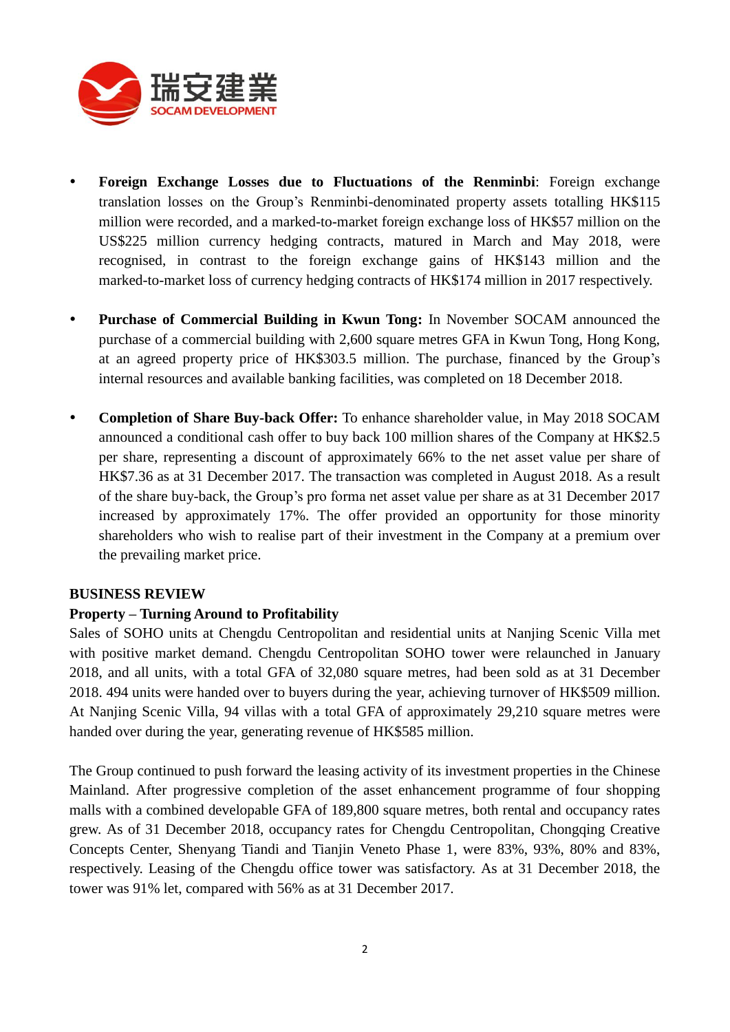- **Foreign Exchange Losses due to Fluctuations of the Renminbi**: Foreign exchange translation losses on the Group's Renminbi-denominated property assets totalling HK$115 million were recorded, and a marked-to-market foreign exchange loss of HK$57 million on the US$225 million currency hedging contracts, matured in March and May 2018, were recognised, in contrast to the foreign exchange gains of HK$143 million and the marked-to-market loss of currency hedging contracts of HK$174 million in 2017 respectively.

- **Purchase of Commercial Building in Kwun Tong:** In November SOCAM announced the purchase of a commercial building with 2,600 square metres GFA in Kwun Tong, Hong Kong, at an agreed property price of HK$303.5 million. The purchase, financed by the Group's internal resources and available banking facilities, was completed on 18 December 2018.

- **Completion of Share Buy-back Offer:** To enhance shareholder value, in May 2018 SOCAM announced a conditional cash offer to buy back 100 million shares of the Company at HK$2.5 per share, representing a discount of approximately 66% to the net asset value per share of HK$7.36 as at 31 December 2017. The transaction was completed in August 2018. As a result of the share buy-back, the Group's pro forma net asset value per share as at 31 December 2017 increased by approximately 17%. The offer provided an opportunity for those minority shareholders who wish to realise part of their investment in the Company at a premium over the prevailing market price.

## BUSINESS REVIEW

### Property – Turning Around to Profitability

Sales of SOHO units at Chengdu Centropolitan and residential units at Nanjing Scenic Villa met with positive market demand. Chengdu Centropolitan SOHO tower were relaunched in January 2018, and all units, with a total GFA of 32,080 square metres, had been sold as at 31 December 2018. 494 units were handed over to buyers during the year, achieving turnover of HK$509 million. At Nanjing Scenic Villa, 94 villas with a total GFA of approximately 29,210 square metres were handed over during the year, generating revenue of HK$585 million.

The Group continued to push forward the leasing activity of its investment properties in the Chinese Mainland. After progressive completion of the asset enhancement programme of four shopping malls with a combined developable GFA of 189,800 square metres, both rental and occupancy rates grew. As of 31 December 2018, occupancy rates for Chengdu Centropolitan, Chongqing Creative Concepts Center, Shenyang Tiandi and Tianjin Veneto Phase 1, were 83%, 93%, 80% and 83%, respectively. Leasing of the Chengdu office tower was satisfactory. As at 31 December 2018, the tower was 91% let, compared with 56% as at 31 December 2017.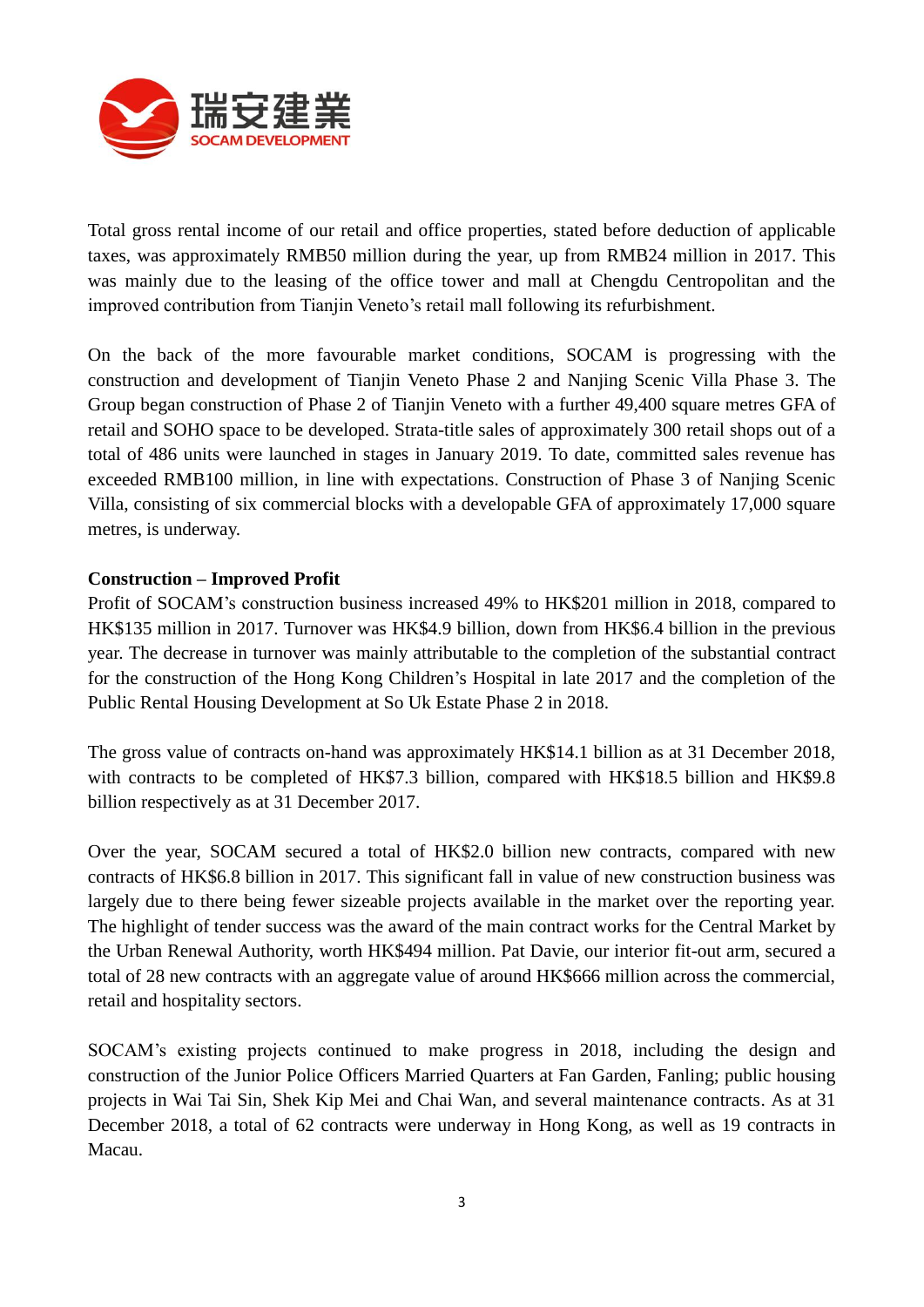Total gross rental income of our retail and office properties, stated before deduction of applicable taxes, was approximately RMB50 million during the year, up from RMB24 million in 2017. This was mainly due to the leasing of the office tower and mall at Chengdu Centropolitan and the improved contribution from Tianjin Veneto's retail mall following its refurbishment.

On the back of the more favourable market conditions, SOCAM is progressing with the construction and development of Tianjin Veneto Phase 2 and Nanjing Scenic Villa Phase 3. The Group began construction of Phase 2 of Tianjin Veneto with a further 49,400 square metres GFA of retail and SOHO space to be developed. Strata-title sales of approximately 300 retail shops out of a total of 486 units were launched in stages in January 2019. To date, committed sales revenue has exceeded RMB100 million, in line with expectations. Construction of Phase 3 of Nanjing Scenic Villa, consisting of six commercial blocks with a developable GFA of approximately 17,000 square metres, is underway.

**Construction – Improved Profit**

Profit of SOCAM's construction business increased 49% to HK$201 million in 2018, compared to HK$135 million in 2017. Turnover was HK$4.9 billion, down from HK$6.4 billion in the previous year. The decrease in turnover was mainly attributable to the completion of the substantial contract for the construction of the Hong Kong Children's Hospital in late 2017 and the completion of the Public Rental Housing Development at So Uk Estate Phase 2 in 2018.

The gross value of contracts on-hand was approximately HK$14.1 billion as at 31 December 2018, with contracts to be completed of HK$7.3 billion, compared with HK$18.5 billion and HK$9.8 billion respectively as at 31 December 2017.

Over the year, SOCAM secured a total of HK$2.0 billion new contracts, compared with new contracts of HK$6.8 billion in 2017. This significant fall in value of new construction business was largely due to there being fewer sizeable projects available in the market over the reporting year. The highlight of tender success was the award of the main contract works for the Central Market by the Urban Renewal Authority, worth HK$494 million. Pat Davie, our interior fit-out arm, secured a total of 28 new contracts with an aggregate value of around HK$666 million across the commercial, retail and hospitality sectors.

SOCAM's existing projects continued to make progress in 2018, including the design and construction of the Junior Police Officers Married Quarters at Fan Garden, Fanling; public housing projects in Wai Tai Sin, Shek Kip Mei and Chai Wan, and several maintenance contracts. As at 31 December 2018, a total of 62 contracts were underway in Hong Kong, as well as 19 contracts in Macau.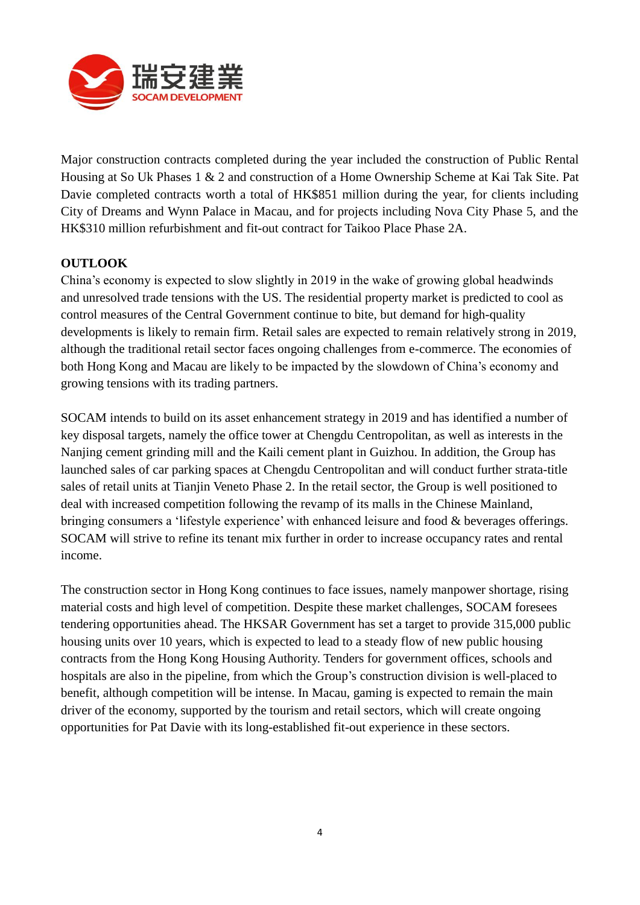Major construction contracts completed during the year included the construction of Public Rental Housing at So Uk Phases 1 & 2 and construction of a Home Ownership Scheme at Kai Tak Site. Pat Davie completed contracts worth a total of HK$851 million during the year, for clients including City of Dreams and Wynn Palace in Macau, and for projects including Nova City Phase 5, and the HK$310 million refurbishment and fit-out contract for Taikoo Place Phase 2A.

**OUTLOOK**

China's economy is expected to slow slightly in 2019 in the wake of growing global headwinds and unresolved trade tensions with the US. The residential property market is predicted to cool as control measures of the Central Government continue to bite, but demand for high-quality developments is likely to remain firm. Retail sales are expected to remain relatively strong in 2019, although the traditional retail sector faces ongoing challenges from e-commerce. The economies of both Hong Kong and Macau are likely to be impacted by the slowdown of China's economy and growing tensions with its trading partners.

SOCAM intends to build on its asset enhancement strategy in 2019 and has identified a number of key disposal targets, namely the office tower at Chengdu Centropolitan, as well as interests in the Nanjing cement grinding mill and the Kaili cement plant in Guizhou. In addition, the Group has launched sales of car parking spaces at Chengdu Centropolitan and will conduct further strata-title sales of retail units at Tianjin Veneto Phase 2. In the retail sector, the Group is well positioned to deal with increased competition following the revamp of its malls in the Chinese Mainland, bringing consumers a 'lifestyle experience' with enhanced leisure and food & beverages offerings. SOCAM will strive to refine its tenant mix further in order to increase occupancy rates and rental income.

The construction sector in Hong Kong continues to face issues, namely manpower shortage, rising material costs and high level of competition. Despite these market challenges, SOCAM foresees tendering opportunities ahead. The HKSAR Government has set a target to provide 315,000 public housing units over 10 years, which is expected to lead to a steady flow of new public housing contracts from the Hong Kong Housing Authority. Tenders for government offices, schools and hospitals are also in the pipeline, from which the Group's construction division is well-placed to benefit, although competition will be intense. In Macau, gaming is expected to remain the main driver of the economy, supported by the tourism and retail sectors, which will create ongoing opportunities for Pat Davie with its long-established fit-out experience in these sectors.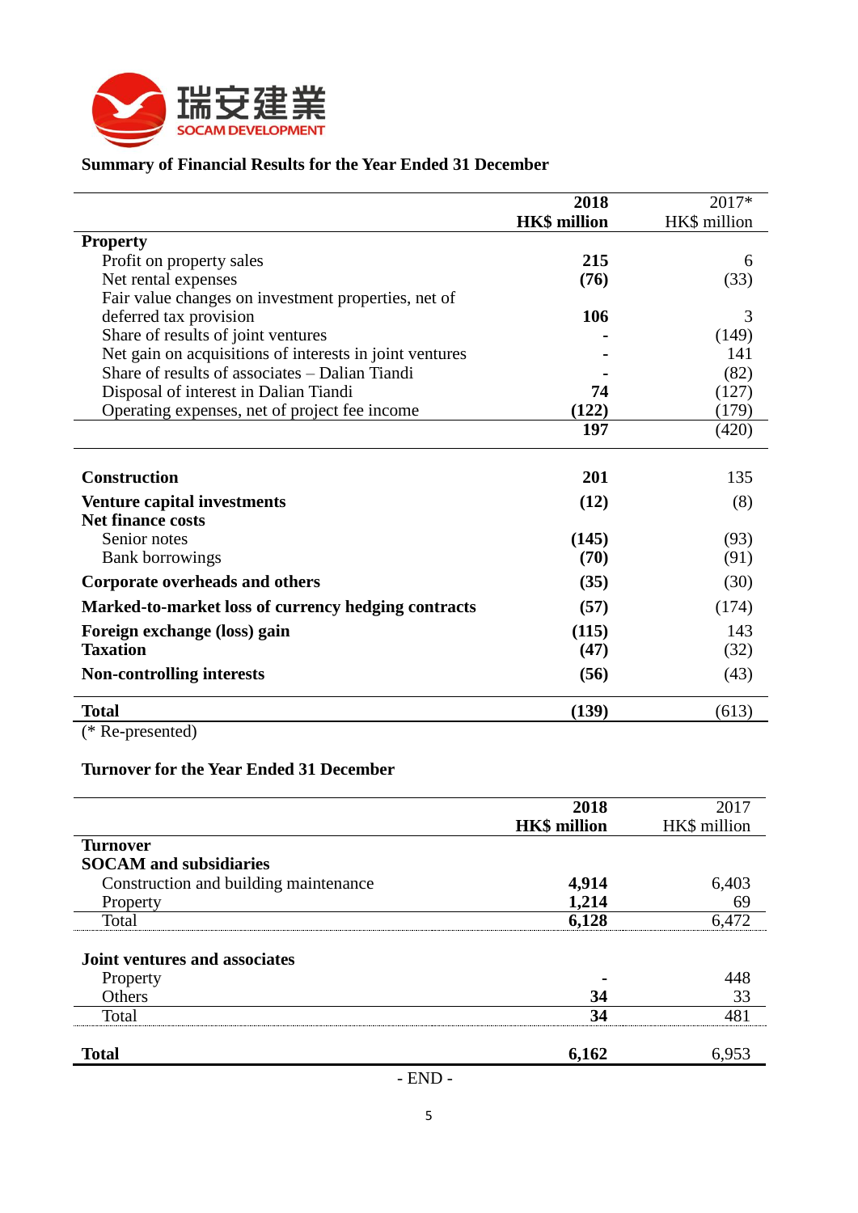瑞安建業
SOCAM DEVELOPMENT

**Summary of Financial Results for the Year Ended 31 December**

| | **2018 HK$ million** | 2017* HK$ million |
|---|---|---|
| **Property** | | |
| Profit on property sales | **215** | 6 |
| Net rental expenses | **(76)** | (33) |
| Fair value changes on investment properties, net of deferred tax provision | **106** | 3 |
| Share of results of joint ventures | **-** | (149) |
| Net gain on acquisitions of interests in joint ventures | **-** | 141 |
| Share of results of associates – Dalian Tiandi | **-** | (82) |
| Disposal of interest in Dalian Tiandi | **74** | (127) |
| Operating expenses, net of project fee income | **(122)** | (179) |
| | **197** | (420) |
| **Construction** | **201** | 135 |
| **Venture capital investments** | **(12)** | (8) |
| **Net finance costs** | | |
| Senior notes | **(145)** | (93) |
| Bank borrowings | **(70)** | (91) |
| **Corporate overheads and others** | **(35)** | (30) |
| **Marked-to-market loss of currency hedging contracts** | **(57)** | (174) |
| **Foreign exchange (loss) gain** | **(115)** | 143 |
| **Taxation** | **(47)** | (32) |
| **Non-controlling interests** | **(56)** | (43) |
| **Total** | **(139)** | (613) |

(* Re-presented)

**Turnover for the Year Ended 31 December**

| | **2018 HK$ million** | 2017 HK$ million |
|---|---|---|
| **Turnover** | | |
| **SOCAM and subsidiaries** | | |
| Construction and building maintenance | **4,914** | 6,403 |
| Property | **1,214** | 69 |
| Total | **6,128** | 6,472 |
| **Joint ventures and associates** | | |
| Property | **-** | 448 |
| Others | **34** | 33 |
| Total | **34** | 481 |
| **Total** | **6,162** | 6,953 |

- END -